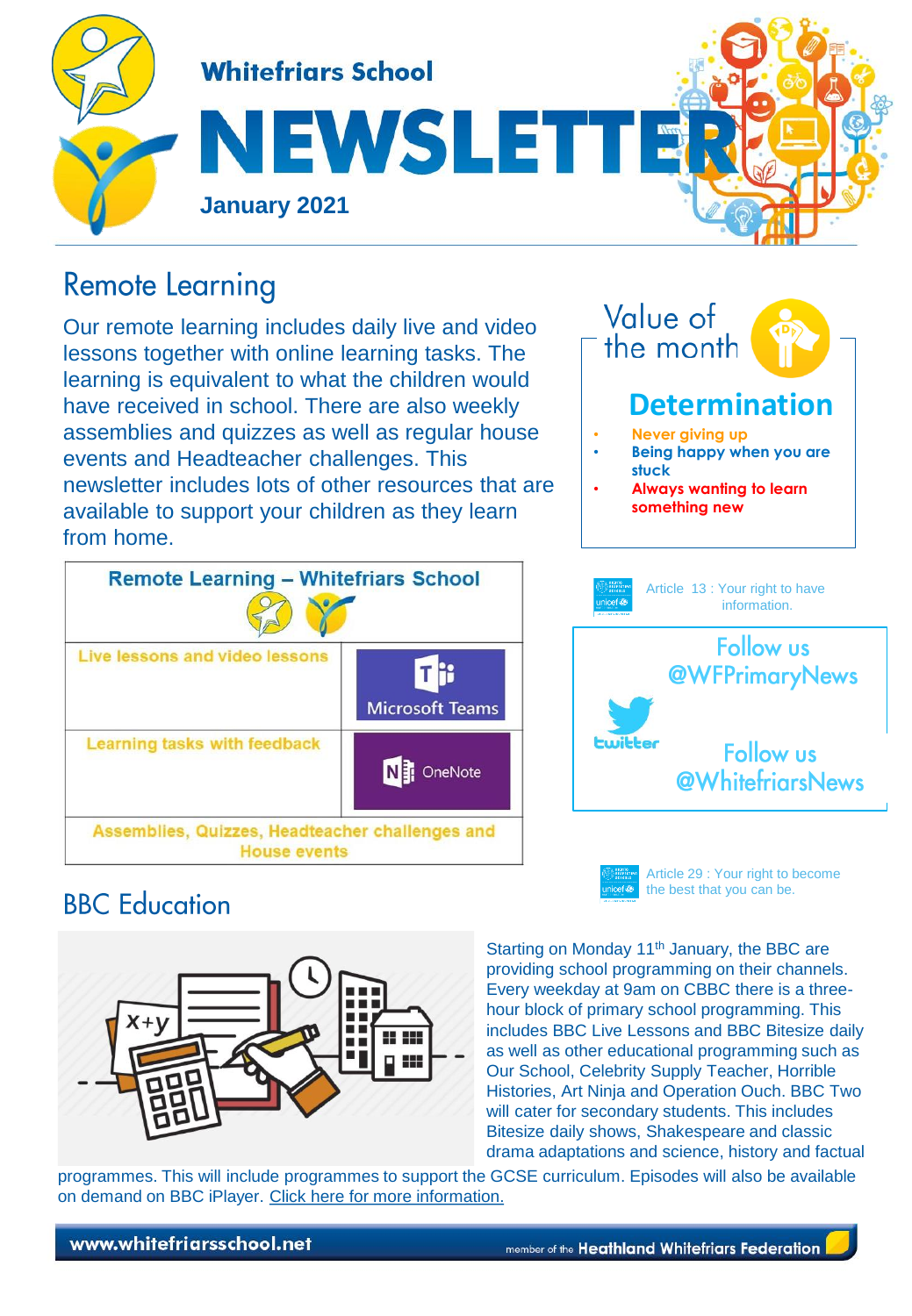# Whitefriars School

# NEWSLETTER

**January 2021**

## Remote Learning

Our remote learning includes daily live and video lessons together with online learning tasks. The learning is equivalent to what the children would have received in school. There are also weekly assemblies and quizzes as well as regular house events and Headteacher challenges. This newsletter includes lots of other resources that are available to support your children as they learn from home.

| Remote Learning – Whitefriars School | |
|---|---|
| Live lessons and video lessons | Microsoft Teams |
| Learning tasks with feedback | OneNote |
| Assemblies, Quizzes, Headteacher challenges and House events | |

## Value of the month

### Determination

- Never giving up
- Being happy when you are stuck
- Always wanting to learn something new

Article 13 : Your right to have information.

Follow us @WFPrimaryNews

Follow us @WhitefriarsNews

Article 29 : Your right to become the best that you can be.

## BBC Education

Starting on Monday 11th January, the BBC are providing school programming on their channels. Every weekday at 9am on CBBC there is a three-hour block of primary school programming. This includes BBC Live Lessons and BBC Bitesize daily as well as other educational programming such as Our School, Celebrity Supply Teacher, Horrible Histories, Art Ninja and Operation Ouch. BBC Two will cater for secondary students. This includes Bitesize daily shows, Shakespeare and classic drama adaptations and science, history and factual programmes. This will include programmes to support the GCSE curriculum. Episodes will also be available on demand on BBC iPlayer. Click here for more information.

www.whitefriarsschool.net

member of the Heathland Whitefriars Federation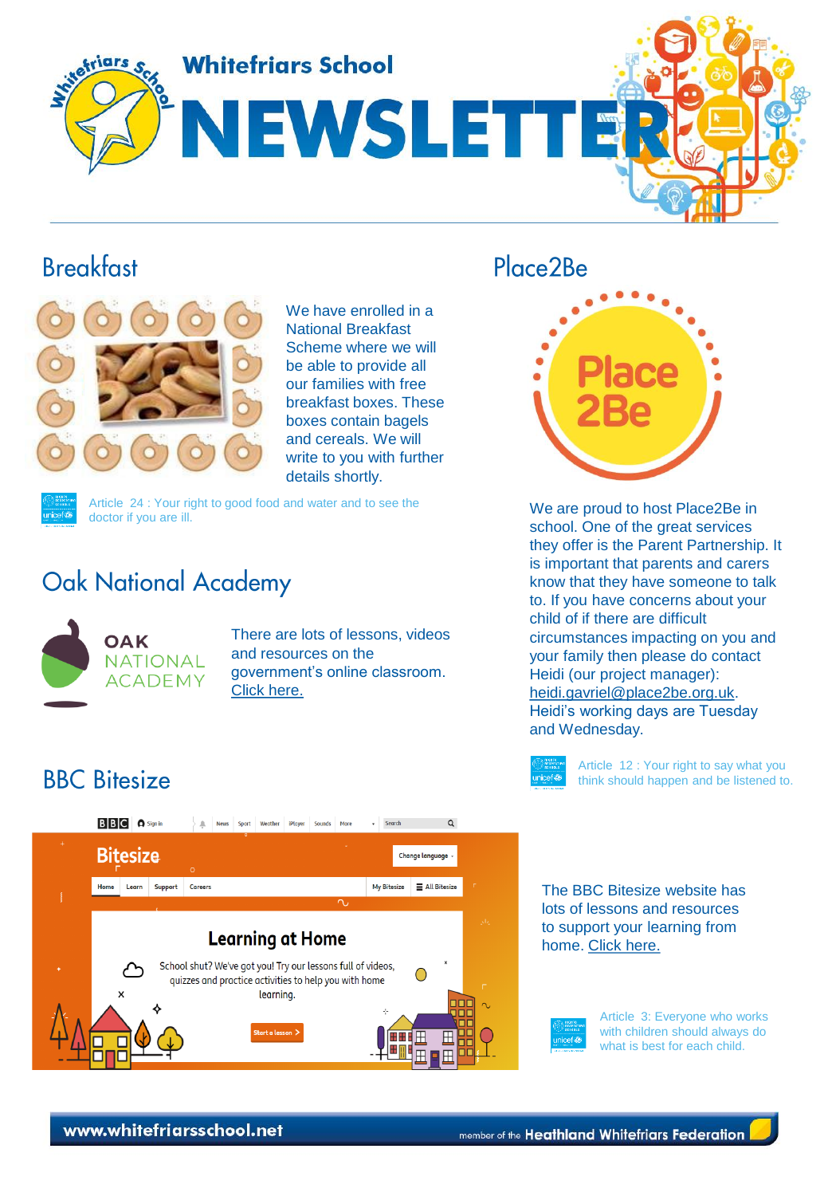# Whitefriars School NEWSLETTER

## Breakfast

We have enrolled in a National Breakfast Scheme where we will be able to provide all our families with free breakfast boxes. These boxes contain bagels and cereals. We will write to you with further details shortly.

Article 24 : Your right to good food and water and to see the doctor if you are ill.

## Oak National Academy

OAK NATIONAL ACADEMY

There are lots of lessons, videos and resources on the government's online classroom. Click here.

## BBC Bitesize

The BBC Bitesize website has lots of lessons and resources to support your learning from home. Click here.

Article 3: Everyone who works with children should always do what is best for each child.

## Place2Be

We are proud to host Place2Be in school. One of the great services they offer is the Parent Partnership. It is important that parents and carers know that they have someone to talk to. If you have concerns about your child of if there are difficult circumstances impacting on you and your family then please do contact Heidi (our project manager): heidi.gavriel@place2be.org.uk. Heidi's working days are Tuesday and Wednesday.

Article 12 : Your right to say what you think should happen and be listened to.

www.whitefriarsschool.net

member of the Heathland Whitefriars Federation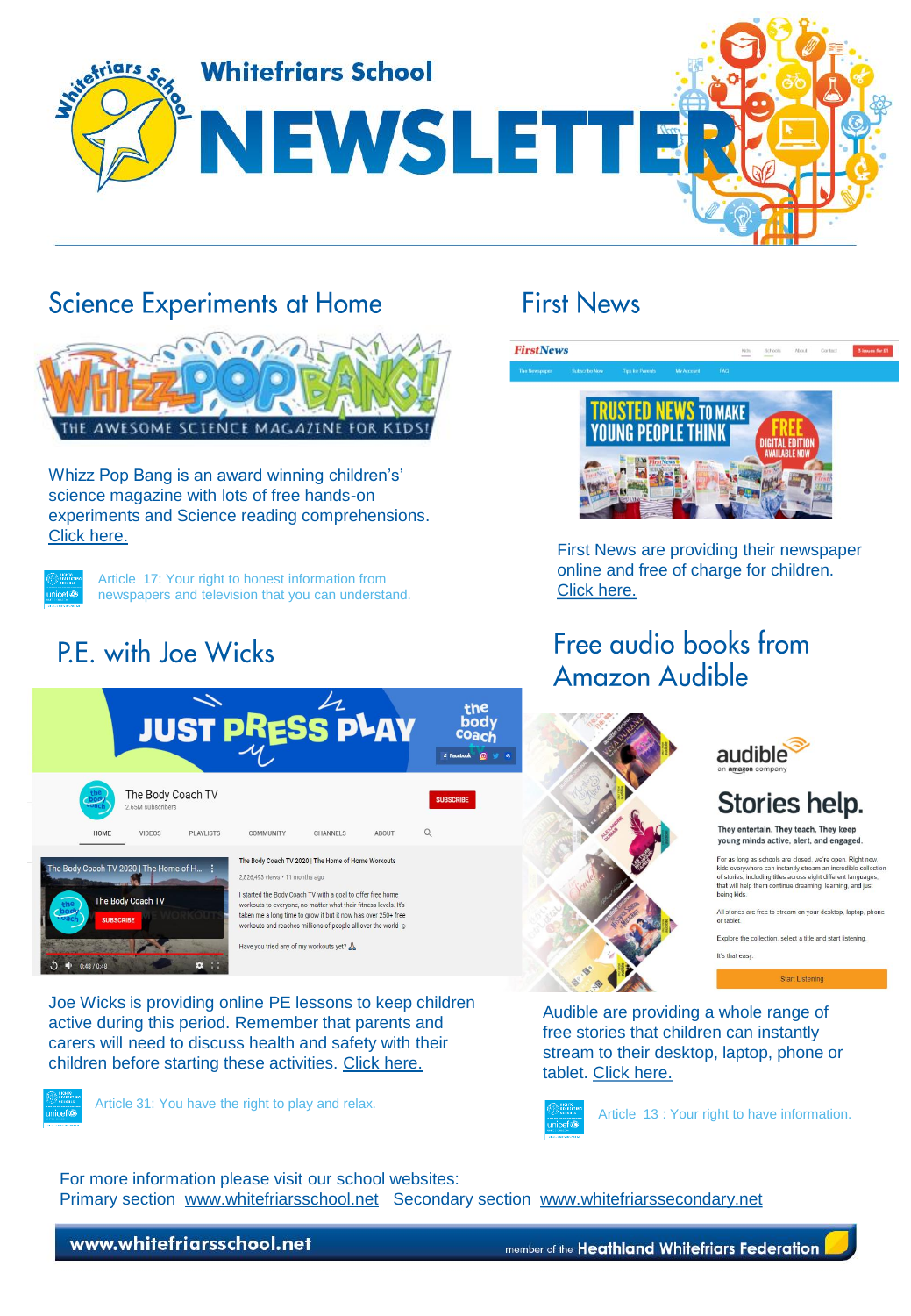# Whitefriars School NEWSLETTER

## Science Experiments at Home

Whizz Pop Bang is an award winning children's' science magazine with lots of free hands-on experiments and Science reading comprehensions. Click here.

Article 17: Your right to honest information from newspapers and television that you can understand.

## First News

First News are providing their newspaper online and free of charge for children. Click here.

## P.E. with Joe Wicks

Joe Wicks is providing online PE lessons to keep children active during this period. Remember that parents and carers will need to discuss health and safety with their children before starting these activities. Click here.

Article 31: You have the right to play and relax.

## Free audio books from Amazon Audible

Audible are providing a whole range of free stories that children can instantly stream to their desktop, laptop, phone or tablet. Click here.

Article 13 : Your right to have information.

For more information please visit our school websites:
Primary section www.whitefriarsschool.net Secondary section www.whitefriarssecondary.net

www.whitefriarsschool.net member of the Heathland Whitefriars Federation